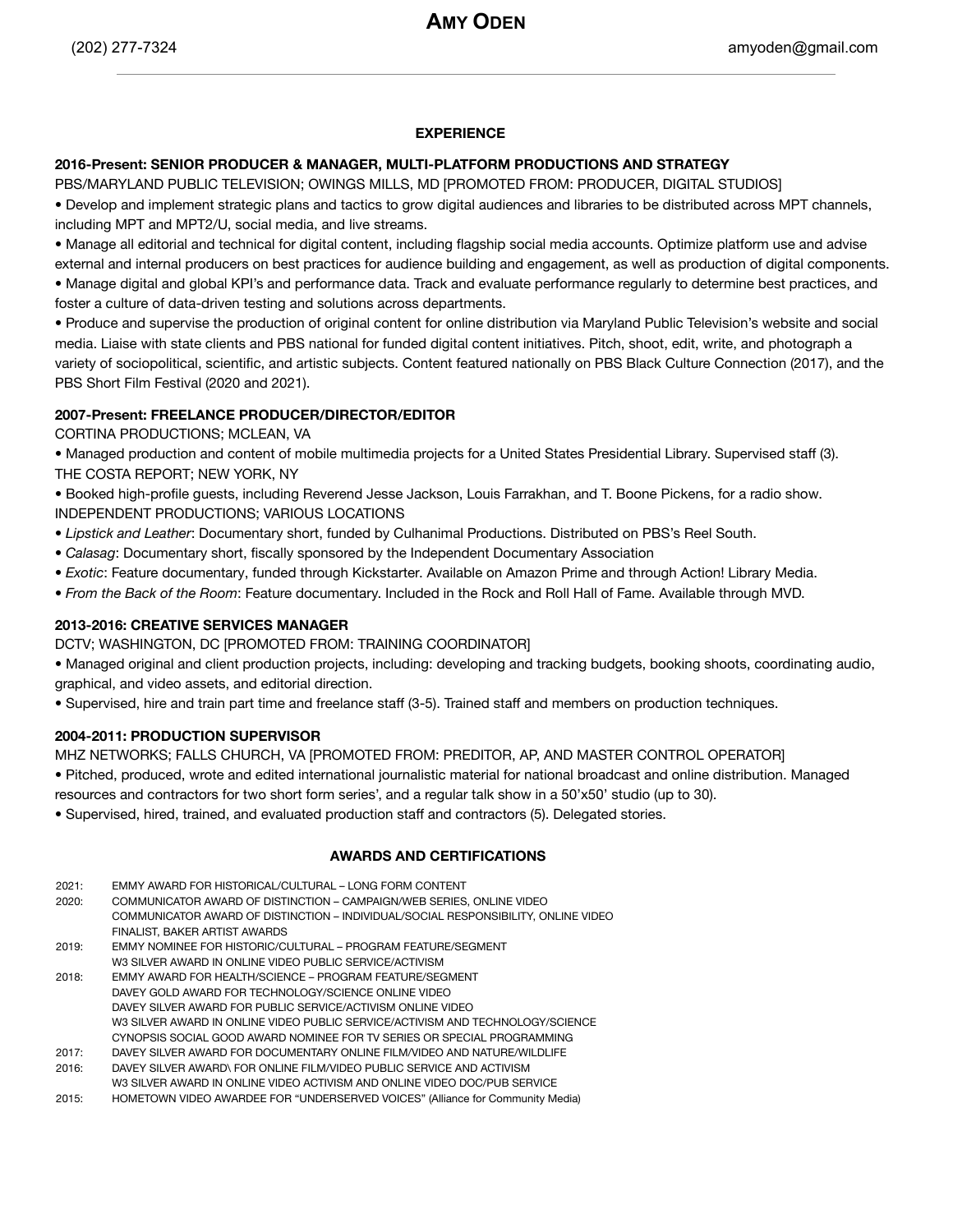# AMY ODEN

(202) 277-7324 amyoden@gmail.com

---

## EXPERIENCE

**2016-Present: SENIOR PRODUCER & MANAGER, MULTI-PLATFORM PRODUCTIONS AND STRATEGY**

PBS/MARYLAND PUBLIC TELEVISION; OWINGS MILLS, MD [PROMOTED FROM: PRODUCER, DIGITAL STUDIOS]

• Develop and implement strategic plans and tactics to grow digital audiences and libraries to be distributed across MPT channels, including MPT and MPT2/U, social media, and live streams.

• Manage all editorial and technical for digital content, including flagship social media accounts. Optimize platform use and advise external and internal producers on best practices for audience building and engagement, as well as production of digital components.

• Manage digital and global KPI's and performance data. Track and evaluate performance regularly to determine best practices, and foster a culture of data-driven testing and solutions across departments.

• Produce and supervise the production of original content for online distribution via Maryland Public Television's website and social media. Liaise with state clients and PBS national for funded digital content initiatives. Pitch, shoot, edit, write, and photograph a variety of sociopolitical, scientific, and artistic subjects. Content featured nationally on PBS Black Culture Connection (2017), and the PBS Short Film Festival (2020 and 2021).

**2007-Present: FREELANCE PRODUCER/DIRECTOR/EDITOR**

CORTINA PRODUCTIONS; MCLEAN, VA

• Managed production and content of mobile multimedia projects for a United States Presidential Library. Supervised staff (3).

THE COSTA REPORT; NEW YORK, NY

• Booked high-profile guests, including Reverend Jesse Jackson, Louis Farrakhan, and T. Boone Pickens, for a radio show.

INDEPENDENT PRODUCTIONS; VARIOUS LOCATIONS

• *Lipstick and Leather*: Documentary short, funded by Culhanimal Productions. Distributed on PBS's Reel South.

• *Calasag*: Documentary short, fiscally sponsored by the Independent Documentary Association

• *Exotic*: Feature documentary, funded through Kickstarter. Available on Amazon Prime and through Action! Library Media.

• *From the Back of the Room*: Feature documentary. Included in the Rock and Roll Hall of Fame. Available through MVD.

**2013-2016: CREATIVE SERVICES MANAGER**

DCTV; WASHINGTON, DC [PROMOTED FROM: TRAINING COORDINATOR]

• Managed original and client production projects, including: developing and tracking budgets, booking shoots, coordinating audio, graphical, and video assets, and editorial direction.

• Supervised, hire and train part time and freelance staff (3-5). Trained staff and members on production techniques.

**2004-2011: PRODUCTION SUPERVISOR**

MHZ NETWORKS; FALLS CHURCH, VA [PROMOTED FROM: PREDITOR, AP, AND MASTER CONTROL OPERATOR]

• Pitched, produced, wrote and edited international journalistic material for national broadcast and online distribution. Managed resources and contractors for two short form series', and a regular talk show in a 50'x50' studio (up to 30).

• Supervised, hired, trained, and evaluated production staff and contractors (5). Delegated stories.

## AWARDS AND CERTIFICATIONS

2021: EMMY AWARD FOR HISTORICAL/CULTURAL – LONG FORM CONTENT

2020: COMMUNICATOR AWARD OF DISTINCTION – CAMPAIGN/WEB SERIES, ONLINE VIDEO
COMMUNICATOR AWARD OF DISTINCTION – INDIVIDUAL/SOCIAL RESPONSIBILITY, ONLINE VIDEO
FINALIST, BAKER ARTIST AWARDS

2019: EMMY NOMINEE FOR HISTORIC/CULTURAL – PROGRAM FEATURE/SEGMENT
W3 SILVER AWARD IN ONLINE VIDEO PUBLIC SERVICE/ACTIVISM

2018: EMMY AWARD FOR HEALTH/SCIENCE – PROGRAM FEATURE/SEGMENT
DAVEY GOLD AWARD FOR TECHNOLOGY/SCIENCE ONLINE VIDEO
DAVEY SILVER AWARD FOR PUBLIC SERVICE/ACTIVISM ONLINE VIDEO
W3 SILVER AWARD IN ONLINE VIDEO PUBLIC SERVICE/ACTIVISM AND TECHNOLOGY/SCIENCE
CYNOPSIS SOCIAL GOOD AWARD NOMINEE FOR TV SERIES OR SPECIAL PROGRAMMING

2017: DAVEY SILVER AWARD FOR DOCUMENTARY ONLINE FILM/VIDEO AND NATURE/WILDLIFE

2016: DAVEY SILVER AWARD\ FOR ONLINE FILM/VIDEO PUBLIC SERVICE AND ACTIVISM
W3 SILVER AWARD IN ONLINE VIDEO ACTIVISM AND ONLINE VIDEO DOC/PUB SERVICE

2015: HOMETOWN VIDEO AWARDEE FOR "UNDERSERVED VOICES" (Alliance for Community Media)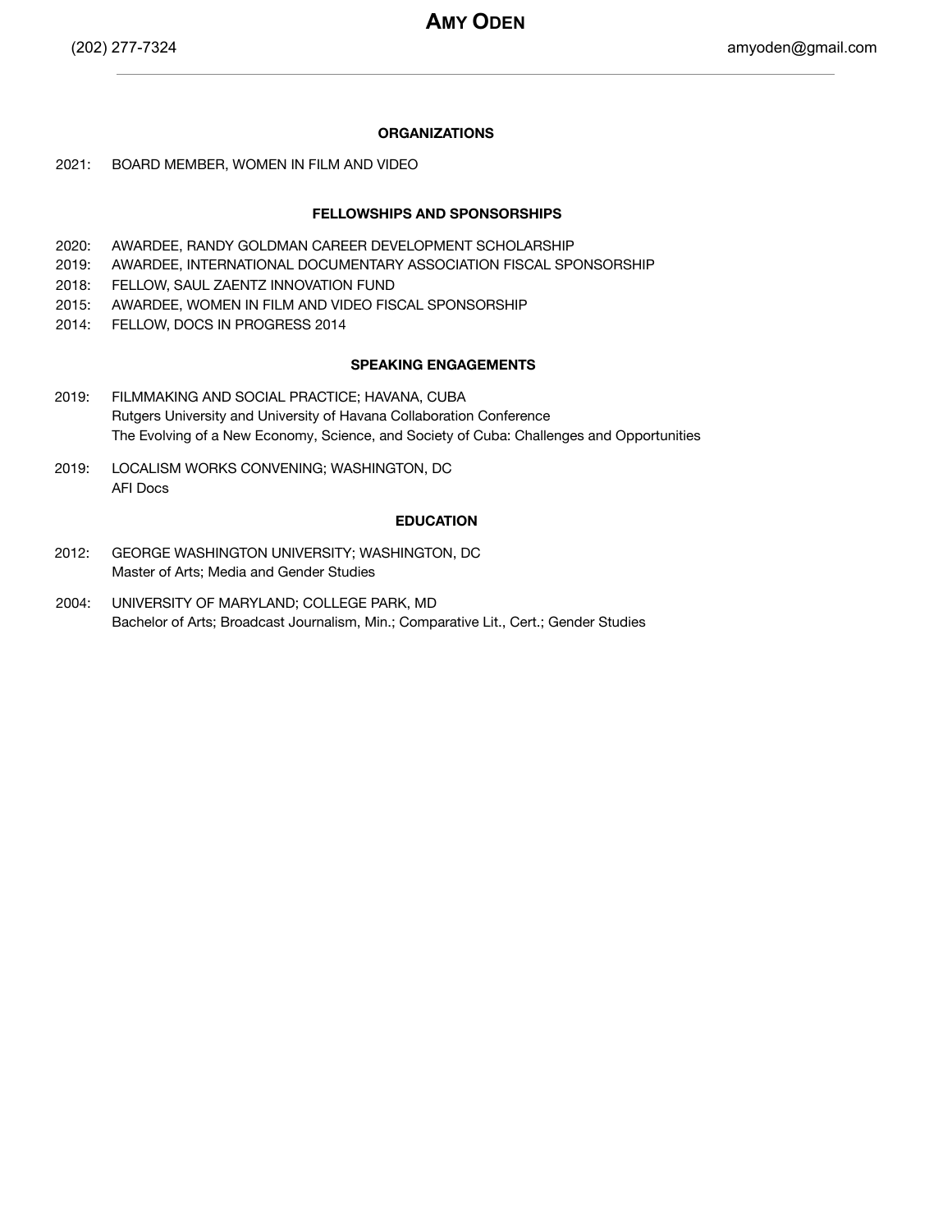# AMY ODEN

(202) 277-7324 amyoden@gmail.com

---

## ORGANIZATIONS

2021: BOARD MEMBER, WOMEN IN FILM AND VIDEO

## FELLOWSHIPS AND SPONSORSHIPS

2020: AWARDEE, RANDY GOLDMAN CAREER DEVELOPMENT SCHOLARSHIP
2019: AWARDEE, INTERNATIONAL DOCUMENTARY ASSOCIATION FISCAL SPONSORSHIP
2018: FELLOW, SAUL ZAENTZ INNOVATION FUND
2015: AWARDEE, WOMEN IN FILM AND VIDEO FISCAL SPONSORSHIP
2014: FELLOW, DOCS IN PROGRESS 2014

## SPEAKING ENGAGEMENTS

2019: FILMMAKING AND SOCIAL PRACTICE; HAVANA, CUBA
Rutgers University and University of Havana Collaboration Conference
The Evolving of a New Economy, Science, and Society of Cuba: Challenges and Opportunities

2019: LOCALISM WORKS CONVENING; WASHINGTON, DC
AFI Docs

## EDUCATION

2012: GEORGE WASHINGTON UNIVERSITY; WASHINGTON, DC
Master of Arts; Media and Gender Studies

2004: UNIVERSITY OF MARYLAND; COLLEGE PARK, MD
Bachelor of Arts; Broadcast Journalism, Min.; Comparative Lit., Cert.; Gender Studies